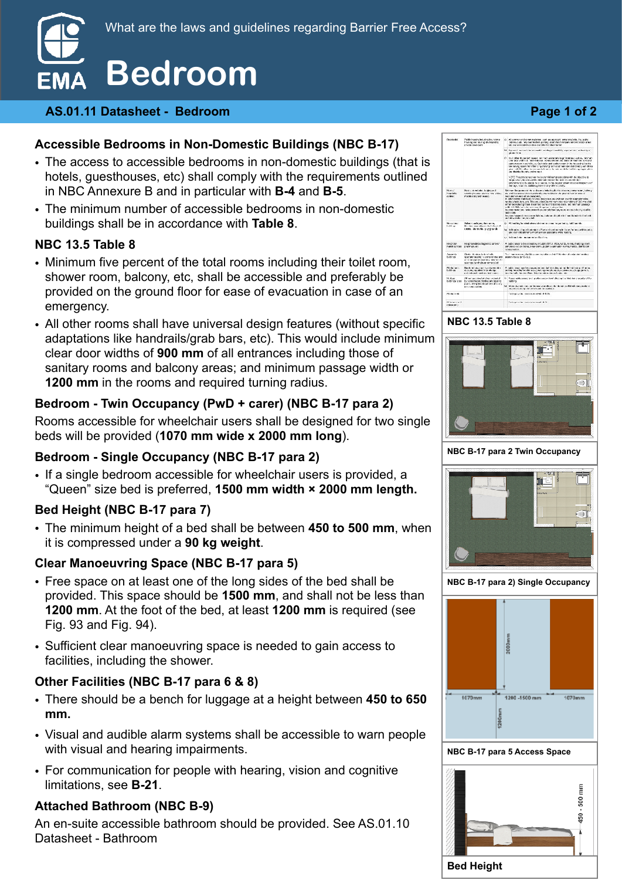What are the laws and guidelines regarding Barrier Free Access?

# Bedroom

**AS.01.11 Datasheet - Bedroom**

### Accessible Bedrooms in Non-Domestic Buildings (NBC B-17)

- The access to accessible bedrooms in non-domestic buildings (that is hotels, guesthouses, etc) shall comply with the requirements outlined in NBC Annexure B and in particular with **B-4** and **B-5**.
- The minimum number of accessible bedrooms in non-domestic buildings shall be in accordance with **Table 8**.

### NBC 13.5 Table 8

- Minimum five percent of the total rooms including their toilet room, shower room, balcony, etc, shall be accessible and preferably be provided on the ground floor for ease of evacuation in case of an emergency.
- All other rooms shall have universal design features (without specific adaptations like handrails/grab bars, etc). This would include minimum clear door widths of **900 mm** of all entrances including those of sanitary rooms and balcony areas; and minimum passage width or **1200 mm** in the rooms and required turning radius.

### Bedroom - Twin Occupancy (PwD + carer) (NBC B-17 para 2)

Rooms accessible for wheelchair users shall be designed for two single beds will be provided (**1070 mm wide x 2000 mm long**).

### Bedroom - Single Occupancy (NBC B-17 para 2)

- If a single bedroom accessible for wheelchair users is provided, a “Queen” size bed is preferred, **1500 mm width × 2000 mm length.**

### Bed Height (NBC B-17 para 7)

- The minimum height of a bed shall be between **450 to 500 mm**, when it is compressed under a **90 kg weight**.

### Clear Manoeuvring Space (NBC B-17 para 5)

- Free space on at least one of the long sides of the bed shall be provided. This space should be **1500 mm**, and shall not be less than **1200 mm**. At the foot of the bed, at least **1200 mm** is required (see Fig. 93 and Fig. 94).
- Sufficient clear manoeuvring space is needed to gain access to facilities, including the shower.

### Other Facilities (NBC B-17 para 6 & 8)

- There should be a bench for luggage at a height between **450 to 650 mm.**
- Visual and audible alarm systems shall be accessible to warn people with visual and hearing impairments.
- For communication for people with hearing, vision and cognitive limitations, see **B-21**.

### Attached Bathroom (NBC B-9)

An en-suite accessible bathroom should be provided. See AS.01.10 Datasheet - Bathroom

NBC 13.5 Table 8

NBC B-17 para 2 Twin Occupancy

NBC B-17 para 2) Single Occupancy

2000mm

1070mm 1200 -1500 mm 1070mm

1200mm

NBC B-17 para 5 Access Space

450 - 500 mm

Bed Height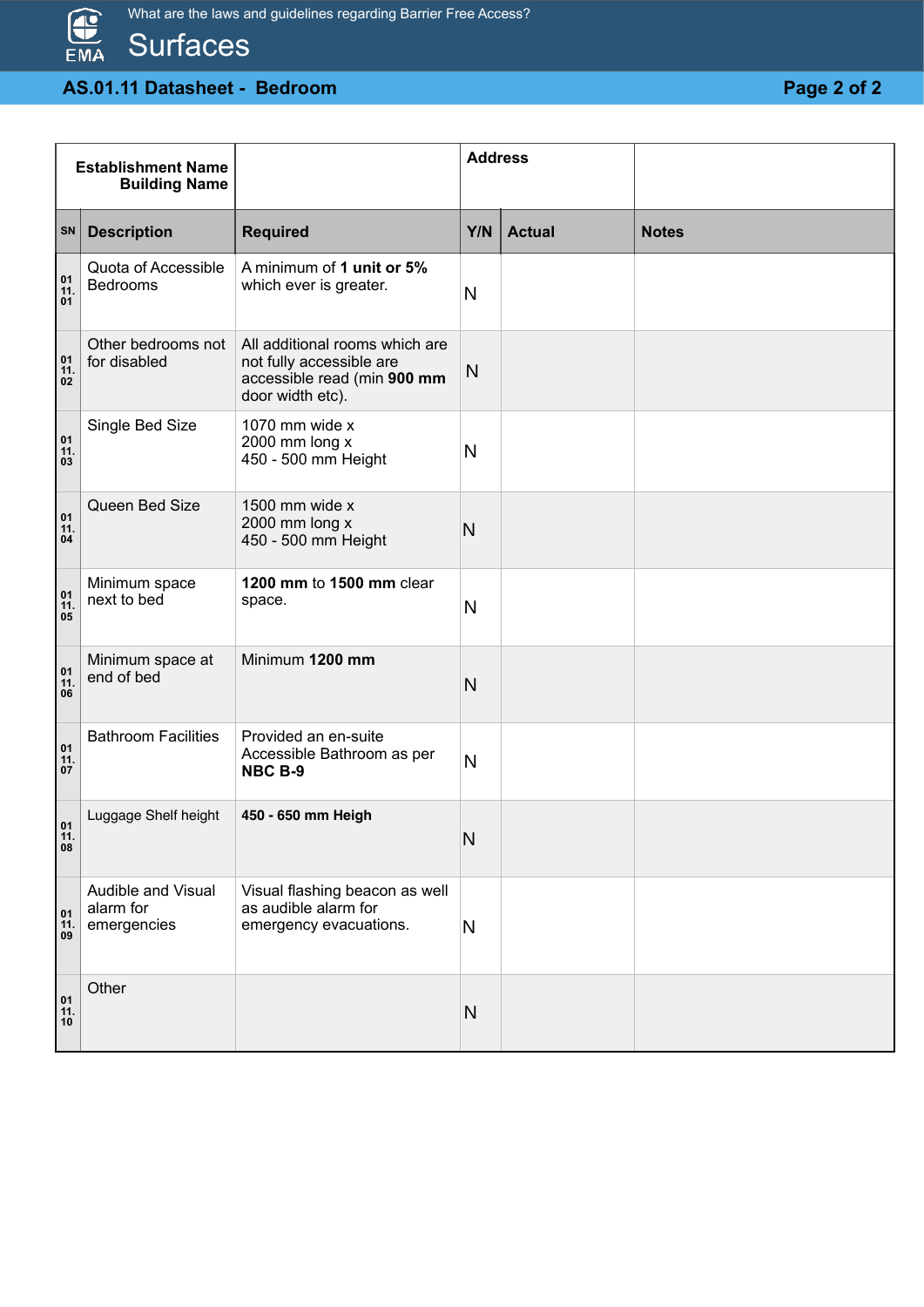# Surfaces

What are the laws and guidelines regarding Barrier Free Access?

## AS.01.11 Datasheet - Bedroom

| **Establishment Name Building Name** | | | **Address** | | |
|---|---|---|---|---|---|
| **SN** | **Description** | **Required** | **Y/N** | **Actual** | **Notes** |
| 01.11.01 | Quota of Accessible Bedrooms | A minimum of **1 unit or 5%** which ever is greater. | N | | |
| 01.11.02 | Other bedrooms not for disabled | All additional rooms which are not fully accessible are accessible read (min **900 mm** door width etc). | N | | |
| 01.11.03 | Single Bed Size | 1070 mm wide x 2000 mm long x 450 - 500 mm Height | N | | |
| 01.11.04 | Queen Bed Size | 1500 mm wide x 2000 mm long x 450 - 500 mm Height | N | | |
| 01.11.05 | Minimum space next to bed | **1200 mm** to **1500 mm** clear space. | N | | |
| 01.11.06 | Minimum space at end of bed | Minimum **1200 mm** | N | | |
| 01.11.07 | Bathroom Facilities | Provided an en-suite Accessible Bathroom as per **NBC B-9** | N | | |
| 01.11.08 | Luggage Shelf height | **450 - 650 mm Heigh** | N | | |
| 01.11.09 | Audible and Visual alarm for emergencies | Visual flashing beacon as well as audible alarm for emergency evacuations. | N | | |
| 01.11.10 | Other | | N | | |